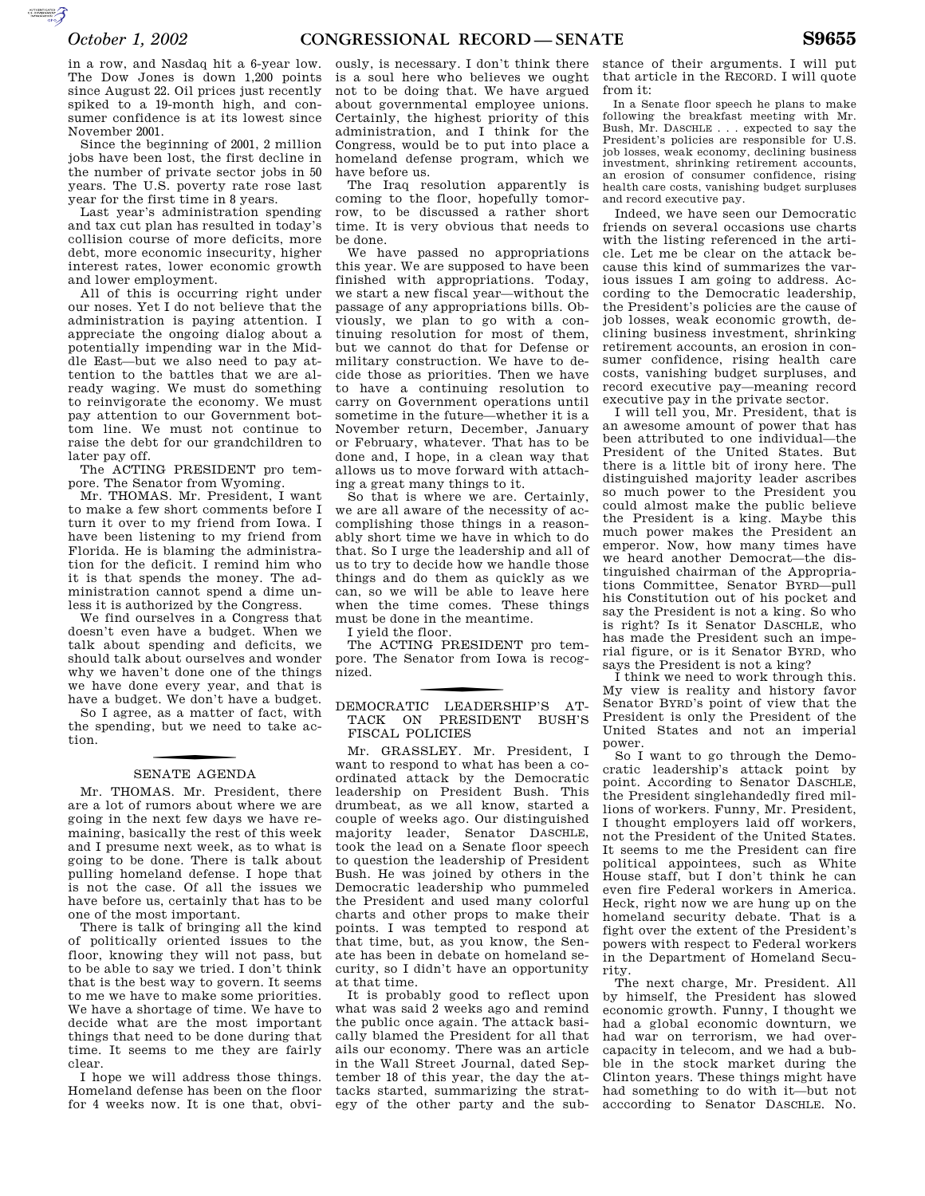in a row, and Nasdaq hit a 6-year low. The Dow Jones is down 1,200 points since August 22. Oil prices just recently spiked to a 19-month high, and consumer confidence is at its lowest since November 2001.

Since the beginning of 2001, 2 million jobs have been lost, the first decline in the number of private sector jobs in 50 years. The U.S. poverty rate rose last year for the first time in 8 years.

Last year's administration spending and tax cut plan has resulted in today's collision course of more deficits, more debt, more economic insecurity, higher interest rates, lower economic growth and lower employment.

All of this is occurring right under our noses. Yet I do not believe that the administration is paying attention. I appreciate the ongoing dialog about a potentially impending war in the Middle East—but we also need to pay attention to the battles that we are already waging. We must do something to reinvigorate the economy. We must pay attention to our Government bottom line. We must not continue to raise the debt for our grandchildren to later pay off.

The ACTING PRESIDENT pro tempore. The Senator from Wyoming.

Mr. THOMAS. Mr. President, I want to make a few short comments before I turn it over to my friend from Iowa. I have been listening to my friend from Florida. He is blaming the administration for the deficit. I remind him who it is that spends the money. The administration cannot spend a dime unless it is authorized by the Congress.

We find ourselves in a Congress that doesn't even have a budget. When we talk about spending and deficits, we should talk about ourselves and wonder why we haven't done one of the things we have done every year, and that is have a budget. We don't have a budget.

So I agree, as a matter of fact, with the spending, but we need to take action.

## SENATE AGENDA

Mr. THOMAS. Mr. President, there are a lot of rumors about where we are going in the next few days we have remaining, basically the rest of this week and I presume next week, as to what is going to be done. There is talk about pulling homeland defense. I hope that is not the case. Of all the issues we have before us, certainly that has to be one of the most important.

There is talk of bringing all the kind of politically oriented issues to the floor, knowing they will not pass, but to be able to say we tried. I don't think that is the best way to govern. It seems to me we have to make some priorities. We have a shortage of time. We have to decide what are the most important things that need to be done during that time. It seems to me they are fairly clear.

I hope we will address those things. Homeland defense has been on the floor for 4 weeks now. It is one that, obviously, is necessary. I don't think there is a soul here who believes we ought not to be doing that. We have argued about governmental employee unions. Certainly, the highest priority of this administration, and I think for the Congress, would be to put into place a homeland defense program, which we have before us.

The Iraq resolution apparently is coming to the floor, hopefully tomorrow, to be discussed a rather short time. It is very obvious that needs to be done.

We have passed no appropriations this year. We are supposed to have been finished with appropriations. Today, we start a new fiscal year—without the passage of any appropriations bills. Obviously, we plan to go with a continuing resolution for most of them, but we cannot do that for Defense or military construction. We have to decide those as priorities. Then we have to have a continuing resolution to carry on Government operations until sometime in the future—whether it is a November return, December, January or February, whatever. That has to be done and, I hope, in a clean way that allows us to move forward with attaching a great many things to it.

So that is where we are. Certainly, we are all aware of the necessity of accomplishing those things in a reasonably short time we have in which to do that. So I urge the leadership and all of us to try to decide how we handle those things and do them as quickly as we can, so we will be able to leave here when the time comes. These things must be done in the meantime.

I yield the floor.

The ACTING PRESIDENT pro tempore. The Senator from Iowa is recognized.

## DEMOCRATIC LEADERSHIP'S ATTACK ON PRESIDENT BUSH'S FISCAL POLICIES

Mr. GRASSLEY. Mr. President, I want to respond to what has been a coordinated attack by the Democratic leadership on President Bush. This drumbeat, as we all know, started a couple of weeks ago. Our distinguished majority leader, Senator DASCHLE, took the lead on a Senate floor speech to question the leadership of President Bush. He was joined by others in the Democratic leadership who pummeled the President and used many colorful charts and other props to make their points. I was tempted to respond at that time, but, as you know, the Senate has been in debate on homeland security, so I didn't have an opportunity at that time.

It is probably good to reflect upon what was said 2 weeks ago and remind the public once again. The attack basically blamed the President for all that ails our economy. There was an article in the Wall Street Journal, dated September 18 of this year, the day the attacks started, summarizing the strategy of the other party and the substance of their arguments. I will put that article in the RECORD. I will quote from it:

> In a Senate floor speech he plans to make following the breakfast meeting with Mr. Bush, Mr. DASCHLE . . . expected to say the President's policies are responsible for U.S. job losses, weak economy, declining business investment, shrinking retirement accounts, an erosion of consumer confidence, rising health care costs, vanishing budget surpluses and record executive pay.

Indeed, we have seen our Democratic friends on several occasions use charts with the listing referenced in the article. Let me be clear on the attack because this kind of summarizes the various issues I am going to address. According to the Democratic leadership, the President's policies are the cause of job losses, weak economic growth, declining business investment, shrinking retirement accounts, an erosion in consumer confidence, rising health care costs, vanishing budget surpluses, and record executive pay—meaning record executive pay in the private sector.

I will tell you, Mr. President, that is an awesome amount of power that has been attributed to one individual—the President of the United States. But there is a little bit of irony here. The distinguished majority leader ascribes so much power to the President you could almost make the public believe the President is a king. Maybe this much power makes the President an emperor. Now, how many times have we heard another Democrat—the distinguished chairman of the Appropriations Committee, Senator BYRD—pull his Constitution out of his pocket and say the President is not a king. So who is right? Is it Senator DASCHLE, who has made the President such an imperial figure, or is it Senator BYRD, who says the President is not a king?

I think we need to work through this. My view is reality and history favor Senator BYRD's point of view that the President is only the President of the United States and not an imperial power.

So I want to go through the Democratic leadership's attack point by point. According to Senator DASCHLE, the President singlehandedly fired millions of workers. Funny, Mr. President, I thought employers laid off workers, not the President of the United States. It seems to me the President can fire political appointees, such as White House staff, but I don't think he can even fire Federal workers in America. Heck, right now we are hung up on the homeland security debate. That is a fight over the extent of the President's powers with respect to Federal workers in the Department of Homeland Security.

The next charge, Mr. President. All by himself, the President has slowed economic growth. Funny, I thought we had a global economic downturn, we had war on terrorism, we had overcapacity in telecom, and we had a bubble in the stock market during the Clinton years. These things might have had something to do with it—but not acccording to Senator DASCHLE. No.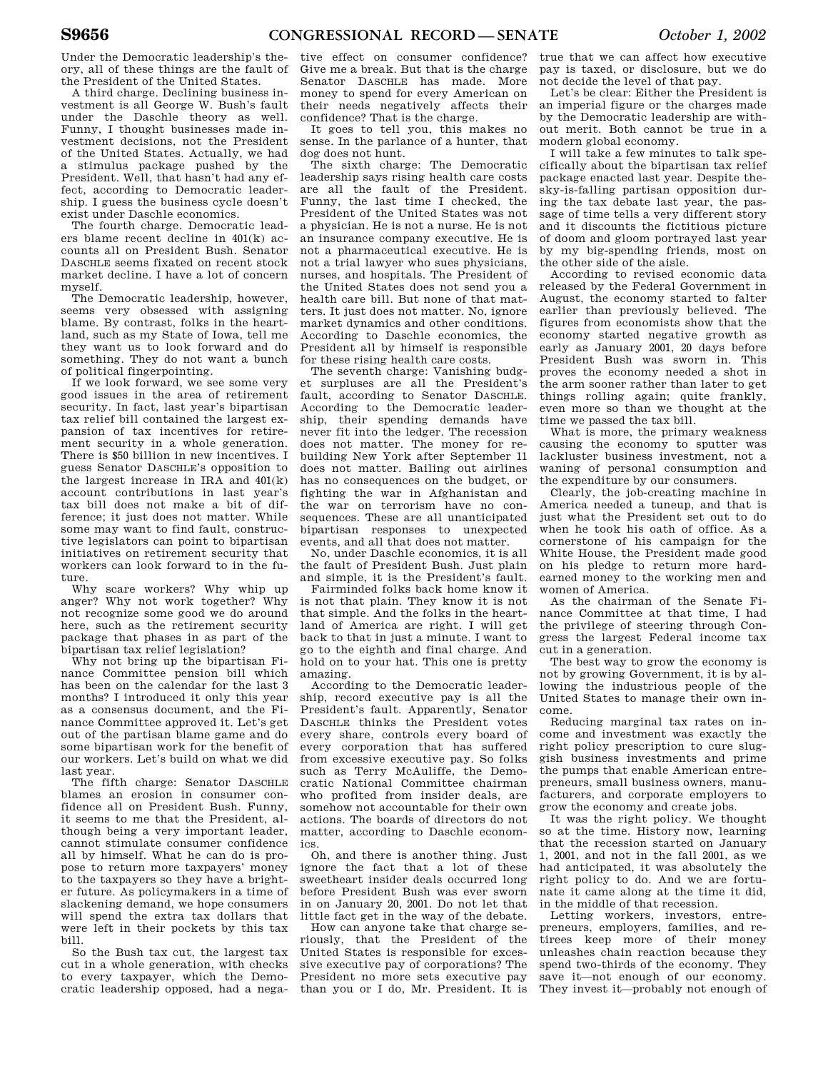Under the Democratic leadership's theory, all of these things are the fault of the President of the United States.

A third charge. Declining business investment is all George W. Bush's fault under the Daschle theory as well. Funny, I thought businesses made investment decisions, not the President of the United States. Actually, we had a stimulus package pushed by the President. Well, that hasn't had any effect, according to Democratic leadership. I guess the business cycle doesn't exist under Daschle economics.

The fourth charge. Democratic leaders blame recent decline in 401(k) accounts all on President Bush. Senator DASCHLE seems fixated on recent stock market decline. I have a lot of concern myself.

The Democratic leadership, however, seems very obsessed with assigning blame. By contrast, folks in the heartland, such as my State of Iowa, tell me they want us to look forward and do something. They do not want a bunch of political fingerpointing.

If we look forward, we see some very good issues in the area of retirement security. In fact, last year's bipartisan tax relief bill contained the largest expansion of tax incentives for retirement security in a whole generation. There is $50 billion in new incentives. I guess Senator DASCHLE's opposition to the largest increase in IRA and 401(k) account contributions in last year's tax bill does not make a bit of difference; it just does not matter. While some may want to find fault, constructive legislators can point to bipartisan initiatives on retirement security that workers can look forward to in the future.

Why scare workers? Why whip up anger? Why not work together? Why not recognize some good we do around here, such as the retirement security package that phases in as part of the bipartisan tax relief legislation?

Why not bring up the bipartisan Finance Committee pension bill which has been on the calendar for the last 3 months? I introduced it only this year as a consensus document, and the Finance Committee approved it. Let's get out of the partisan blame game and do some bipartisan work for the benefit of our workers. Let's build on what we did last year.

The fifth charge: Senator DASCHLE blames an erosion in consumer confidence all on President Bush. Funny, it seems to me that the President, although being a very important leader, cannot stimulate consumer confidence all by himself. What he can do is propose to return more taxpayers' money to the taxpayers so they have a brighter future. As policymakers in a time of slackening demand, we hope consumers will spend the extra tax dollars that were left in their pockets by this tax bill.

So the Bush tax cut, the largest tax cut in a whole generation, with checks to every taxpayer, which the Democratic leadership opposed, had a negative effect on consumer confidence? Give me a break. But that is the charge Senator DASCHLE has made. More money to spend for every American on their needs negatively affects their confidence? That is the charge.

It goes to tell you, this makes no sense. In the parlance of a hunter, that dog does not hunt.

The sixth charge: The Democratic leadership says rising health care costs are all the fault of the President. Funny, the last time I checked, the President of the United States was not a physician. He is not a nurse. He is not an insurance company executive. He is not a pharmaceutical executive. He is not a trial lawyer who sues physicians, nurses, and hospitals. The President of the United States does not send you a health care bill. But none of that matters. It just does not matter. No, ignore market dynamics and other conditions. According to Daschle economics, the President all by himself is responsible for these rising health care costs.

The seventh charge: Vanishing budget surpluses are all the President's fault, according to Senator DASCHLE. According to the Democratic leadership, their spending demands have never fit into the ledger. The recession does not matter. The money for rebuilding New York after September 11 does not matter. Bailing out airlines has no consequences on the budget, or fighting the war in Afghanistan and the war on terrorism have no consequences. These are all unanticipated bipartisan responses to unexpected events, and all that does not matter.

No, under Daschle economics, it is all the fault of President Bush. Just plain and simple, it is the President's fault.

Fairminded folks back home know it is not that plain. They know it is not that simple. And the folks in the heartland of America are right. I will get back to that in just a minute. I want to go to the eighth and final charge. And hold on to your hat. This one is pretty amazing.

According to the Democratic leadership, record executive pay is all the President's fault. Apparently, Senator DASCHLE thinks the President votes every share, controls every board of every corporation that has suffered from excessive executive pay. So folks such as Terry McAuliffe, the Democratic National Committee chairman who profited from insider deals, are somehow not accountable for their own actions. The boards of directors do not matter, according to Daschle economics.

Oh, and there is another thing. Just ignore the fact that a lot of these sweetheart insider deals occurred long before President Bush was ever sworn in on January 20, 2001. Do not let that little fact get in the way of the debate.

How can anyone take that charge seriously, that the President of the United States is responsible for excessive executive pay of corporations? The President no more sets executive pay than you or I do, Mr. President. It is true that we can affect how executive pay is taxed, or disclosure, but we do not decide the level of that pay.

Let's be clear: Either the President is an imperial figure or the charges made by the Democratic leadership are without merit. Both cannot be true in a modern global economy.

I will take a few minutes to talk specifically about the bipartisan tax relief package enacted last year. Despite the-sky-is-falling partisan opposition during the tax debate last year, the passage of time tells a very different story and it discounts the fictitious picture of doom and gloom portrayed last year by my big-spending friends, most on the other side of the aisle.

According to revised economic data released by the Federal Government in August, the economy started to falter earlier than previously believed. The figures from economists show that the economy started negative growth as early as January 2001, 20 days before President Bush was sworn in. This proves the economy needed a shot in the arm sooner rather than later to get things rolling again; quite frankly, even more so than we thought at the time we passed the tax bill.

What is more, the primary weakness causing the economy to sputter was lackluster business investment, not a waning of personal consumption and the expenditure by our consumers.

Clearly, the job-creating machine in America needed a tuneup, and that is just what the President set out to do when he took his oath of office. As a cornerstone of his campaign for the White House, the President made good on his pledge to return more hard-earned money to the working men and women of America.

As the chairman of the Senate Finance Committee at that time, I had the privilege of steering through Congress the largest Federal income tax cut in a generation.

The best way to grow the economy is not by growing Government, it is by allowing the industrious people of the United States to manage their own income.

Reducing marginal tax rates on income and investment was exactly the right policy prescription to cure sluggish business investments and prime the pumps that enable American entrepreneurs, small business owners, manufacturers, and corporate employers to grow the economy and create jobs.

It was the right policy. We thought so at the time. History now, learning that the recession started on January 1, 2001, and not in the fall 2001, as we had anticipated, it was absolutely the right policy to do. And we are fortunate it came along at the time it did, in the middle of that recession.

Letting workers, investors, entrepreneurs, employers, families, and retirees keep more of their money unleashes chain reaction because they spend two-thirds of the economy. They save it—not enough of our economy. They invest it—probably not enough of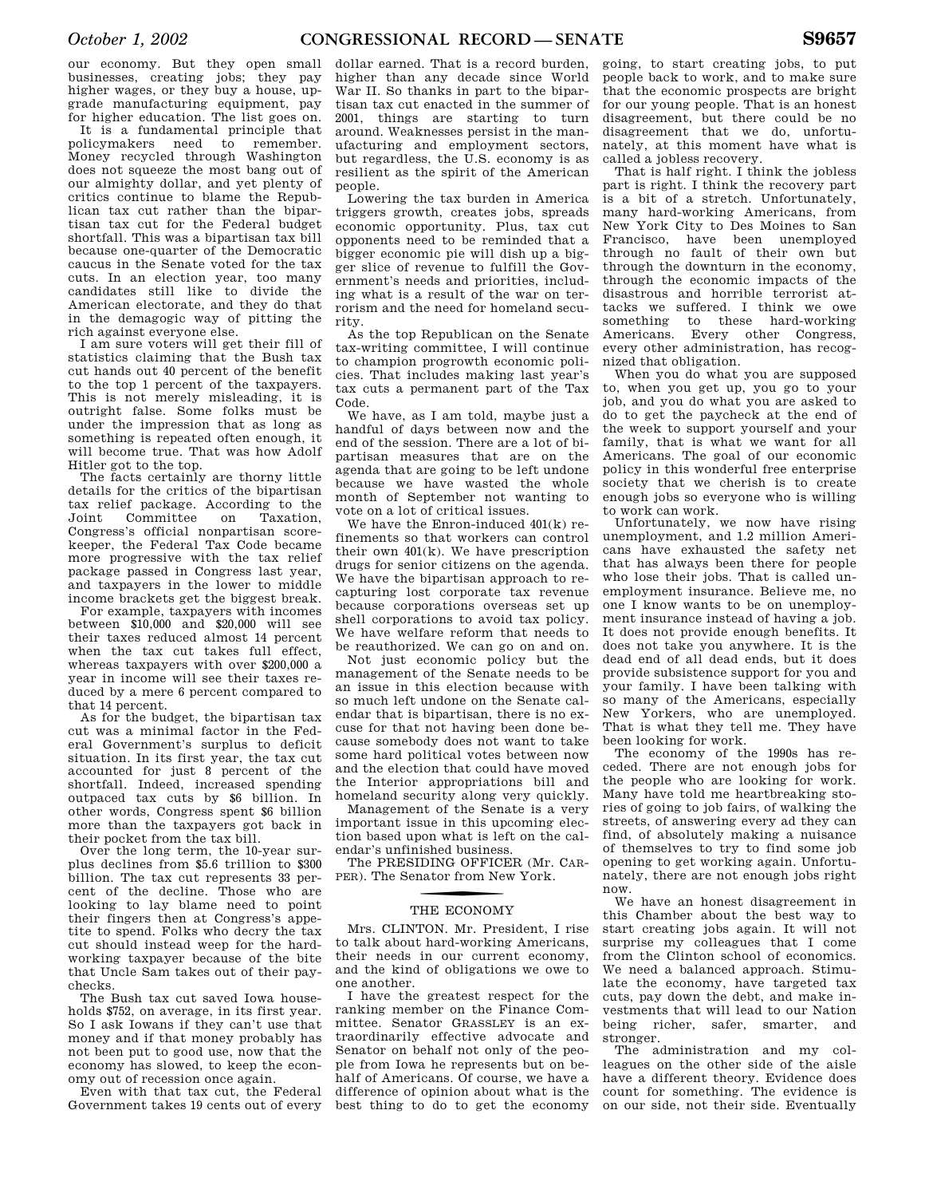our economy. But they open small businesses, creating jobs; they pay higher wages, or they buy a house, upgrade manufacturing equipment, pay for higher education. The list goes on.

It is a fundamental principle that policymakers need to remember. Money recycled through Washington does not squeeze the most bang out of our almighty dollar, and yet plenty of critics continue to blame the Republican tax cut rather than the bipartisan tax cut for the Federal budget shortfall. This was a bipartisan tax bill because one-quarter of the Democratic caucus in the Senate voted for the tax cuts. In an election year, too many candidates still like to divide the American electorate, and they do that in the demagogic way of pitting the rich against everyone else.

I am sure voters will get their fill of statistics claiming that the Bush tax cut hands out 40 percent of the benefit to the top 1 percent of the taxpayers. This is not merely misleading, it is outright false. Some folks must be under the impression that as long as something is repeated often enough, it will become true. That was how Adolf Hitler got to the top.

The facts certainly are thorny little details for the critics of the bipartisan tax relief package. According to the Joint Committee on Taxation, Congress's official nonpartisan scorekeeper, the Federal Tax Code became more progressive with the tax relief package passed in Congress last year, and taxpayers in the lower to middle income brackets get the biggest break.

For example, taxpayers with incomes between $10,000 and $20,000 will see their taxes reduced almost 14 percent when the tax cut takes full effect, whereas taxpayers with over $200,000 a year in income will see their taxes reduced by a mere 6 percent compared to that 14 percent.

As for the budget, the bipartisan tax cut was a minimal factor in the Federal Government's surplus to deficit situation. In its first year, the tax cut accounted for just 8 percent of the shortfall. Indeed, increased spending outpaced tax cuts by $6 billion. In other words, Congress spent $6 billion more than the taxpayers got back in their pocket from the tax bill.

Over the long term, the 10-year surplus declines from $5.6 trillion to $300 billion. The tax cut represents 33 percent of the decline. Those who are looking to lay blame need to point their fingers then at Congress's appetite to spend. Folks who decry the tax cut should instead weep for the hardworking taxpayer because of the bite that Uncle Sam takes out of their paychecks.

The Bush tax cut saved Iowa households $752, on average, in its first year. So I ask Iowans if they can't use that money and if that money probably has not been put to good use, now that the economy has slowed, to keep the economy out of recession once again.

Even with that tax cut, the Federal Government takes 19 cents out of every dollar earned. That is a record burden, higher than any decade since World War II. So thanks in part to the bipartisan tax cut enacted in the summer of 2001, things are starting to turn around. Weaknesses persist in the manufacturing and employment sectors, but regardless, the U.S. economy is as resilient as the spirit of the American people.

Lowering the tax burden in America triggers growth, creates jobs, spreads economic opportunity. Plus, tax cut opponents need to be reminded that a bigger economic pie will dish up a bigger slice of revenue to fulfill the Government's needs and priorities, including what is a result of the war on terrorism and the need for homeland security.

As the top Republican on the Senate tax-writing committee, I will continue to champion progrowth economic policies. That includes making last year's tax cuts a permanent part of the Tax Code.

We have, as I am told, maybe just a handful of days between now and the end of the session. There are a lot of bipartisan measures that are on the agenda that are going to be left undone because we have wasted the whole month of September not wanting to vote on a lot of critical issues.

We have the Enron-induced 401(k) refinements so that workers can control their own 401(k). We have prescription drugs for senior citizens on the agenda. We have the bipartisan approach to recapturing lost corporate tax revenue because corporations overseas set up shell corporations to avoid tax policy. We have welfare reform that needs to be reauthorized. We can go on and on.

Not just economic policy but the management of the Senate needs to be an issue in this election because with so much left undone on the Senate calendar that is bipartisan, there is no excuse for that not having been done because somebody does not want to take some hard political votes between now and the election that could have moved the Interior appropriations bill and homeland security along very quickly.

Management of the Senate is a very important issue in this upcoming election based upon what is left on the calendar's unfinished business.

The PRESIDING OFFICER (Mr. CARPER). The Senator from New York.

## THE ECONOMY

Mrs. CLINTON. Mr. President, I rise to talk about hard-working Americans, their needs in our current economy, and the kind of obligations we owe to one another.

I have the greatest respect for the ranking member on the Finance Committee. Senator GRASSLEY is an extraordinarily effective advocate and Senator on behalf not only of the people from Iowa he represents but on behalf of Americans. Of course, we have a difference of opinion about what is the best thing to do to get the economy going, to start creating jobs, to put people back to work, and to make sure that the economic prospects are bright for our young people. That is an honest disagreement, but there could be no disagreement that we do, unfortunately, at this moment have what is called a jobless recovery.

That is half right. I think the jobless part is right. I think the recovery part is a bit of a stretch. Unfortunately, many hard-working Americans, from New York City to Des Moines to San Francisco, have been unemployed through no fault of their own but through the downturn in the economy, through the economic impacts of the disastrous and horrible terrorist attacks we suffered. I think we owe something to these hard-working Americans. Every other Congress, every other administration, has recognized that obligation.

When you do what you are supposed to, when you get up, you go to your job, and you do what you are asked to do to get the paycheck at the end of the week to support yourself and your family, that is what we want for all Americans. The goal of our economic policy in this wonderful free enterprise society that we cherish is to create enough jobs so everyone who is willing to work can work.

Unfortunately, we now have rising unemployment, and 1.2 million Americans have exhausted the safety net that has always been there for people who lose their jobs. That is called unemployment insurance. Believe me, no one I know wants to be on unemployment insurance instead of having a job. It does not provide enough benefits. It does not take you anywhere. It is the dead end of all dead ends, but it does provide subsistence support for you and your family. I have been talking with so many of the Americans, especially New Yorkers, who are unemployed. That is what they tell me. They have been looking for work.

The economy of the 1990s has receded. There are not enough jobs for the people who are looking for work. Many have told me heartbreaking stories of going to job fairs, of walking the streets, of answering every ad they can find, of absolutely making a nuisance of themselves to try to find some job opening to get working again. Unfortunately, there are not enough jobs right now.

We have an honest disagreement in this Chamber about the best way to start creating jobs again. It will not surprise my colleagues that I come from the Clinton school of economics. We need a balanced approach. Stimulate the economy, have targeted tax cuts, pay down the debt, and make investments that will lead to our Nation being richer, safer, smarter, and stronger.

The administration and my colleagues on the other side of the aisle have a different theory. Evidence does count for something. The evidence is on our side, not their side. Eventually